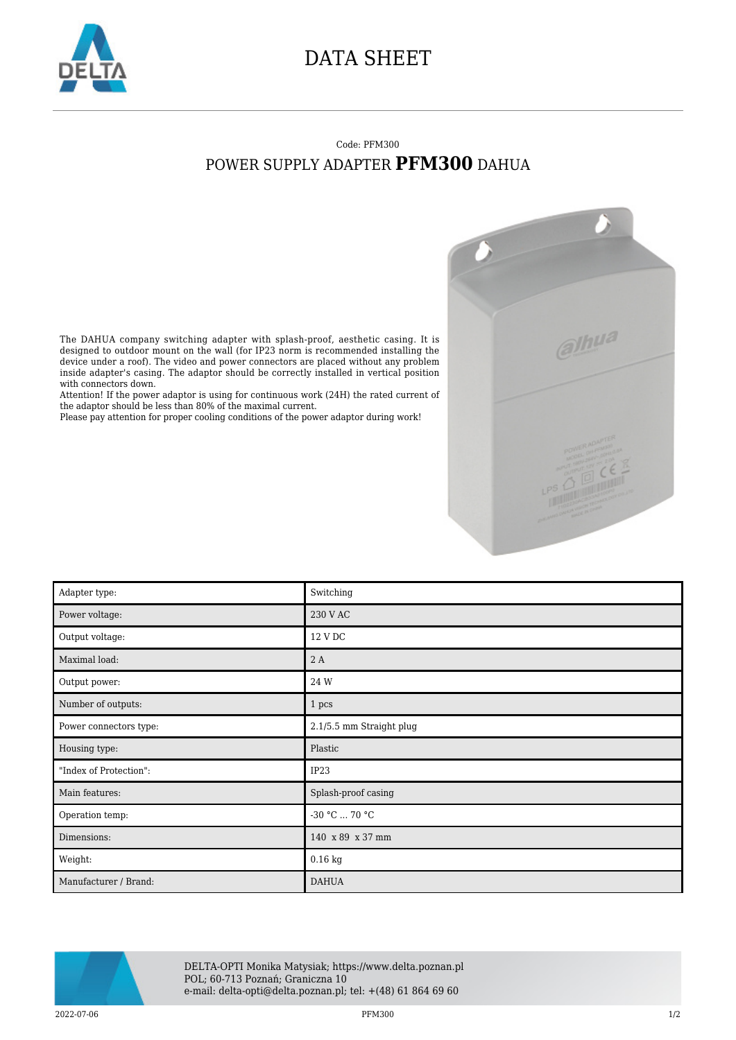# DATA SHEET

Code: PFM300

## POWER SUPPLY ADAPTER **PFM300** DAHUA

The DAHUA company switching adapter with splash-proof, aesthetic casing. It is designed to outdoor mount on the wall (for IP23 norm is recommended installing the device under a roof). The video and power connectors are placed without any problem inside adapter's casing. The adaptor should be correctly installed in vertical position with connectors down.
Attention! If the power adaptor is using for continuous work (24H) the rated current of the adaptor should be less than 80% of the maximal current.
Please pay attention for proper cooling conditions of the power adaptor during work!

| | |
|---|---|
| Adapter type: | Switching |
| Power voltage: | 230 V AC |
| Output voltage: | 12 V DC |
| Maximal load: | 2 A |
| Output power: | 24 W |
| Number of outputs: | 1 pcs |
| Power connectors type: | 2.1/5.5 mm Straight plug |
| Housing type: | Plastic |
| "Index of Protection": | IP23 |
| Main features: | Splash-proof casing |
| Operation temp: | -30 °C ... 70 °C |
| Dimensions: | 140 x 89 x 37 mm |
| Weight: | 0.16 kg |
| Manufacturer / Brand: | DAHUA |

DELTA-OPTI Monika Matysiak; https://www.delta.poznan.pl
POL; 60-713 Poznań; Graniczna 10
e-mail: delta-opti@delta.poznan.pl; tel: +(48) 61 864 69 60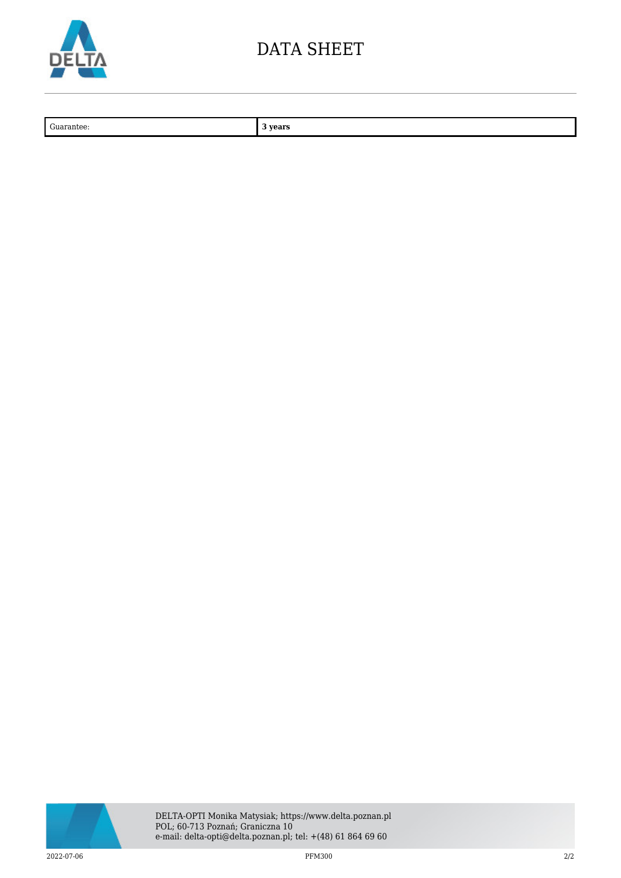| | |
|---|---|
| Guarantee: | **3 years** |